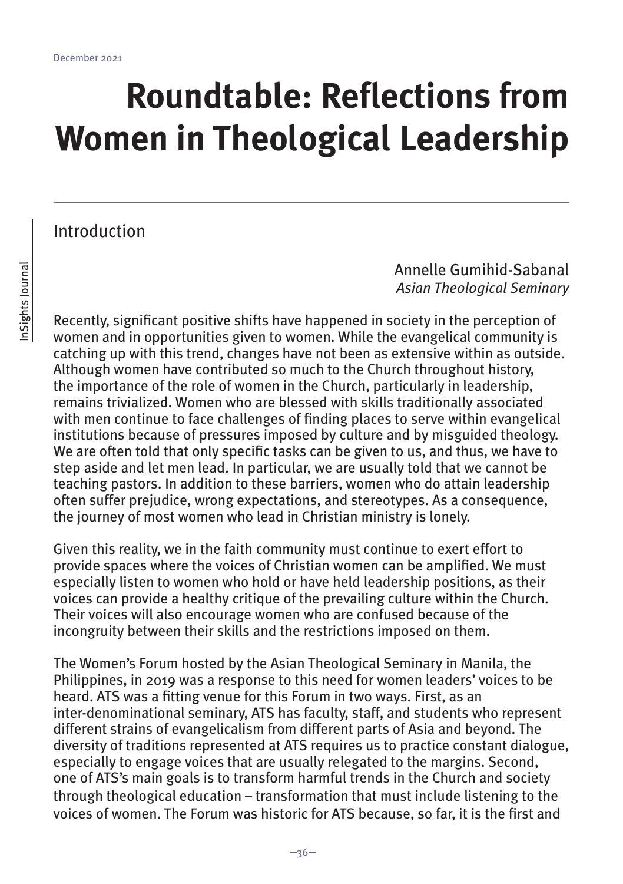# Roundtable: Reflections from Women in Theological Leadership

## Introduction

Annelle Gumihid-Sabanal
*Asian Theological Seminary*

Recently, significant positive shifts have happened in society in the perception of women and in opportunities given to women. While the evangelical community is catching up with this trend, changes have not been as extensive within as outside. Although women have contributed so much to the Church throughout history, the importance of the role of women in the Church, particularly in leadership, remains trivialized. Women who are blessed with skills traditionally associated with men continue to face challenges of finding places to serve within evangelical institutions because of pressures imposed by culture and by misguided theology. We are often told that only specific tasks can be given to us, and thus, we have to step aside and let men lead. In particular, we are usually told that we cannot be teaching pastors. In addition to these barriers, women who do attain leadership often suffer prejudice, wrong expectations, and stereotypes. As a consequence, the journey of most women who lead in Christian ministry is lonely.

Given this reality, we in the faith community must continue to exert effort to provide spaces where the voices of Christian women can be amplified. We must especially listen to women who hold or have held leadership positions, as their voices can provide a healthy critique of the prevailing culture within the Church. Their voices will also encourage women who are confused because of the incongruity between their skills and the restrictions imposed on them.

The Women's Forum hosted by the Asian Theological Seminary in Manila, the Philippines, in 2019 was a response to this need for women leaders' voices to be heard. ATS was a fitting venue for this Forum in two ways. First, as an inter-denominational seminary, ATS has faculty, staff, and students who represent different strains of evangelicalism from different parts of Asia and beyond. The diversity of traditions represented at ATS requires us to practice constant dialogue, especially to engage voices that are usually relegated to the margins. Second, one of ATS's main goals is to transform harmful trends in the Church and society through theological education – transformation that must include listening to the voices of women. The Forum was historic for ATS because, so far, it is the first and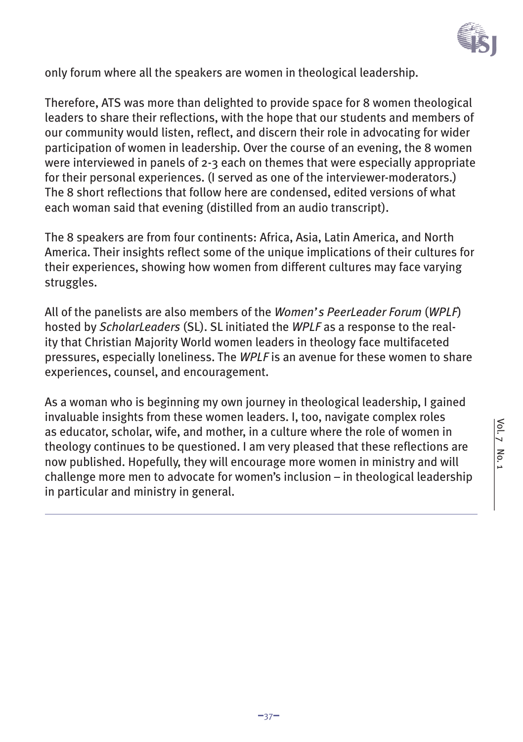only forum where all the speakers are women in theological leadership.

Therefore, ATS was more than delighted to provide space for 8 women theological leaders to share their reflections, with the hope that our students and members of our community would listen, reflect, and discern their role in advocating for wider participation of women in leadership. Over the course of an evening, the 8 women were interviewed in panels of 2-3 each on themes that were especially appropriate for their personal experiences. (I served as one of the interviewer-moderators.) The 8 short reflections that follow here are condensed, edited versions of what each woman said that evening (distilled from an audio transcript).

The 8 speakers are from four continents: Africa, Asia, Latin America, and North America. Their insights reflect some of the unique implications of their cultures for their experiences, showing how women from different cultures may face varying struggles.

All of the panelists are also members of the *Women's PeerLeader Forum* (*WPLF*) hosted by *ScholarLeaders* (SL). SL initiated the *WPLF* as a response to the reality that Christian Majority World women leaders in theology face multifaceted pressures, especially loneliness. The *WPLF* is an avenue for these women to share experiences, counsel, and encouragement.

As a woman who is beginning my own journey in theological leadership, I gained invaluable insights from these women leaders. I, too, navigate complex roles as educator, scholar, wife, and mother, in a culture where the role of women in theology continues to be questioned. I am very pleased that these reflections are now published. Hopefully, they will encourage more women in ministry and will challenge more men to advocate for women's inclusion – in theological leadership in particular and ministry in general.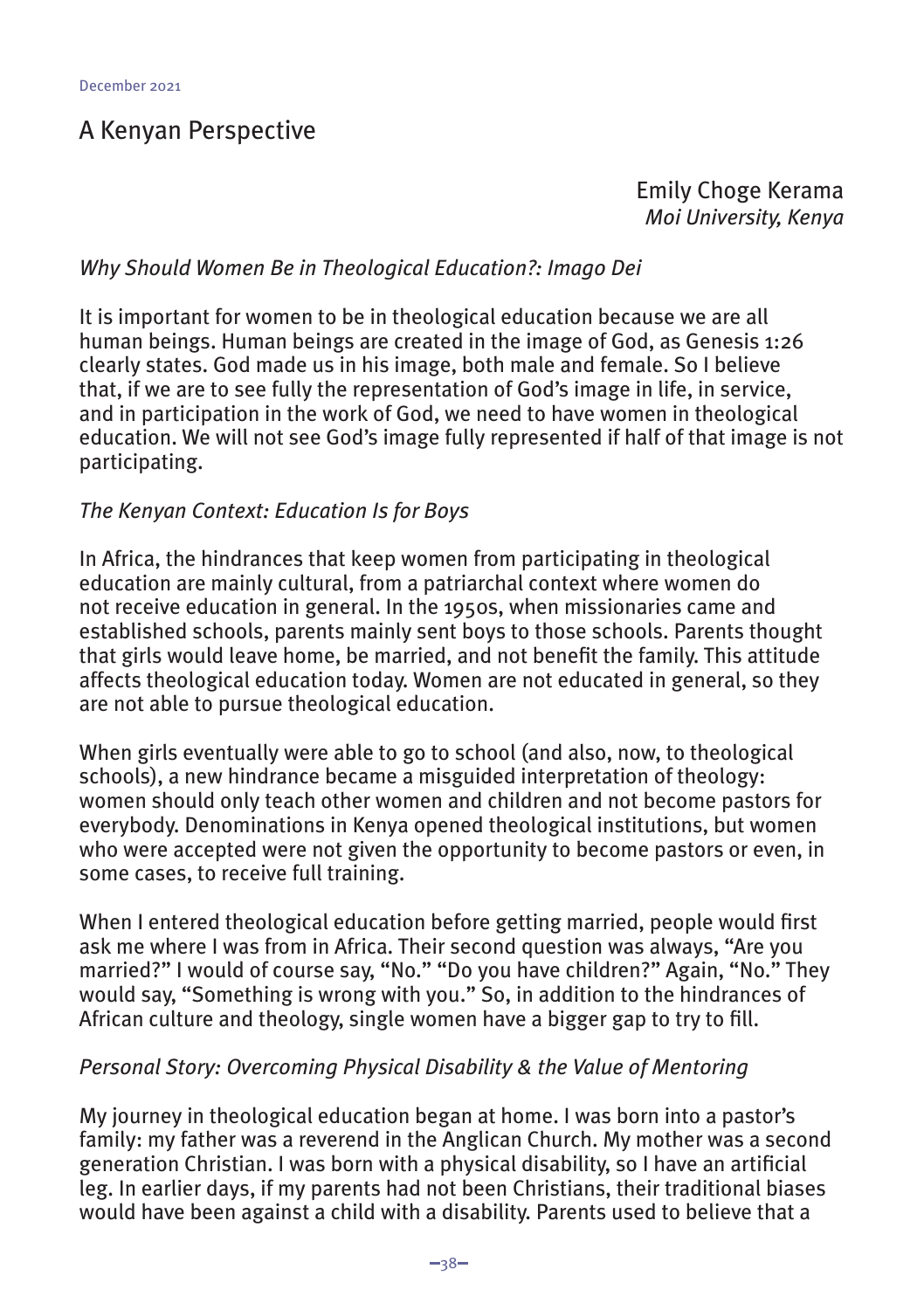## A Kenyan Perspective

Emily Choge Kerama
*Moi University, Kenya*

### *Why Should Women Be in Theological Education?: Imago Dei*

It is important for women to be in theological education because we are all human beings. Human beings are created in the image of God, as Genesis 1:26 clearly states. God made us in his image, both male and female. So I believe that, if we are to see fully the representation of God's image in life, in service, and in participation in the work of God, we need to have women in theological education. We will not see God's image fully represented if half of that image is not participating.

### *The Kenyan Context: Education Is for Boys*

In Africa, the hindrances that keep women from participating in theological education are mainly cultural, from a patriarchal context where women do not receive education in general. In the 1950s, when missionaries came and established schools, parents mainly sent boys to those schools. Parents thought that girls would leave home, be married, and not benefit the family. This attitude affects theological education today. Women are not educated in general, so they are not able to pursue theological education.

When girls eventually were able to go to school (and also, now, to theological schools), a new hindrance became a misguided interpretation of theology: women should only teach other women and children and not become pastors for everybody. Denominations in Kenya opened theological institutions, but women who were accepted were not given the opportunity to become pastors or even, in some cases, to receive full training.

When I entered theological education before getting married, people would first ask me where I was from in Africa. Their second question was always, "Are you married?" I would of course say, "No." "Do you have children?" Again, "No." They would say, "Something is wrong with you." So, in addition to the hindrances of African culture and theology, single women have a bigger gap to try to fill.

### *Personal Story: Overcoming Physical Disability & the Value of Mentoring*

My journey in theological education began at home. I was born into a pastor's family: my father was a reverend in the Anglican Church. My mother was a second generation Christian. I was born with a physical disability, so I have an artificial leg. In earlier days, if my parents had not been Christians, their traditional biases would have been against a child with a disability. Parents used to believe that a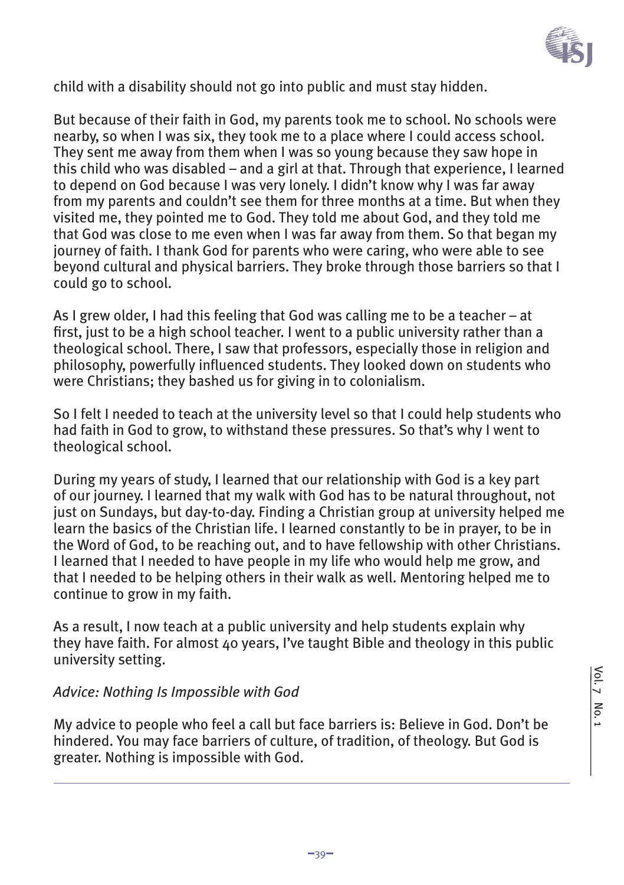child with a disability should not go into public and must stay hidden.

But because of their faith in God, my parents took me to school. No schools were nearby, so when I was six, they took me to a place where I could access school. They sent me away from them when I was so young because they saw hope in this child who was disabled – and a girl at that. Through that experience, I learned to depend on God because I was very lonely. I didn't know why I was far away from my parents and couldn't see them for three months at a time. But when they visited me, they pointed me to God. They told me about God, and they told me that God was close to me even when I was far away from them. So that began my journey of faith. I thank God for parents who were caring, who were able to see beyond cultural and physical barriers. They broke through those barriers so that I could go to school.

As I grew older, I had this feeling that God was calling me to be a teacher – at first, just to be a high school teacher. I went to a public university rather than a theological school. There, I saw that professors, especially those in religion and philosophy, powerfully influenced students. They looked down on students who were Christians; they bashed us for giving in to colonialism.

So I felt I needed to teach at the university level so that I could help students who had faith in God to grow, to withstand these pressures. So that's why I went to theological school.

During my years of study, I learned that our relationship with God is a key part of our journey. I learned that my walk with God has to be natural throughout, not just on Sundays, but day-to-day. Finding a Christian group at university helped me learn the basics of the Christian life. I learned constantly to be in prayer, to be in the Word of God, to be reaching out, and to have fellowship with other Christians. I learned that I needed to have people in my life who would help me grow, and that I needed to be helping others in their walk as well. Mentoring helped me to continue to grow in my faith.

As a result, I now teach at a public university and help students explain why they have faith. For almost 40 years, I've taught Bible and theology in this public university setting.

*Advice: Nothing Is Impossible with God*

My advice to people who feel a call but face barriers is: Believe in God. Don't be hindered. You may face barriers of culture, of tradition, of theology. But God is greater. Nothing is impossible with God.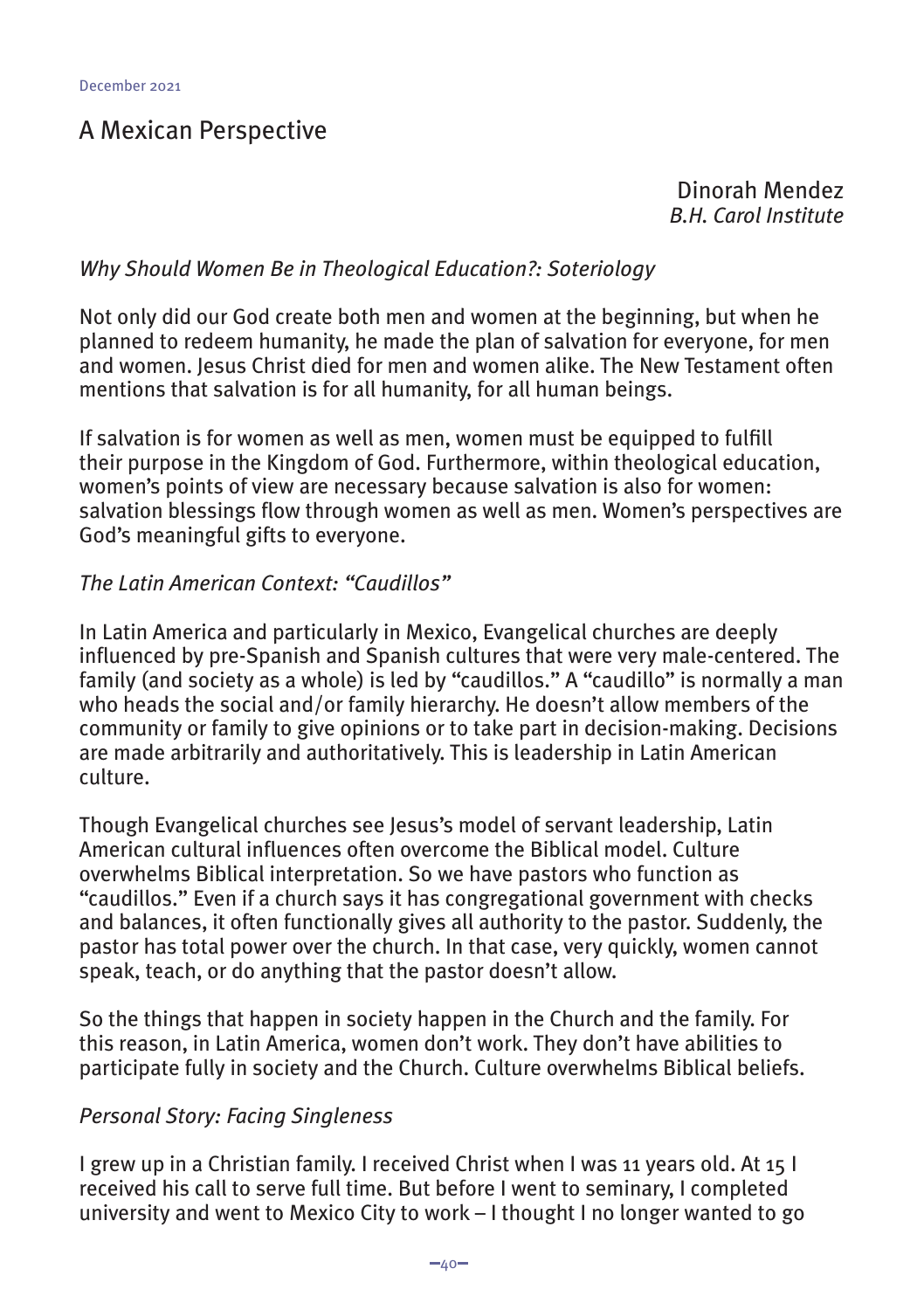## A Mexican Perspective

Dinorah Mendez
*B.H. Carol Institute*

### *Why Should Women Be in Theological Education?: Soteriology*

Not only did our God create both men and women at the beginning, but when he planned to redeem humanity, he made the plan of salvation for everyone, for men and women. Jesus Christ died for men and women alike. The New Testament often mentions that salvation is for all humanity, for all human beings.

If salvation is for women as well as men, women must be equipped to fulfill their purpose in the Kingdom of God. Furthermore, within theological education, women's points of view are necessary because salvation is also for women: salvation blessings flow through women as well as men. Women's perspectives are God's meaningful gifts to everyone.

### *The Latin American Context: "Caudillos"*

In Latin America and particularly in Mexico, Evangelical churches are deeply influenced by pre-Spanish and Spanish cultures that were very male-centered. The family (and society as a whole) is led by "caudillos." A "caudillo" is normally a man who heads the social and/or family hierarchy. He doesn't allow members of the community or family to give opinions or to take part in decision-making. Decisions are made arbitrarily and authoritatively. This is leadership in Latin American culture.

Though Evangelical churches see Jesus's model of servant leadership, Latin American cultural influences often overcome the Biblical model. Culture overwhelms Biblical interpretation. So we have pastors who function as "caudillos." Even if a church says it has congregational government with checks and balances, it often functionally gives all authority to the pastor. Suddenly, the pastor has total power over the church. In that case, very quickly, women cannot speak, teach, or do anything that the pastor doesn't allow.

So the things that happen in society happen in the Church and the family. For this reason, in Latin America, women don't work. They don't have abilities to participate fully in society and the Church. Culture overwhelms Biblical beliefs.

### *Personal Story: Facing Singleness*

I grew up in a Christian family. I received Christ when I was 11 years old. At 15 I received his call to serve full time. But before I went to seminary, I completed university and went to Mexico City to work – I thought I no longer wanted to go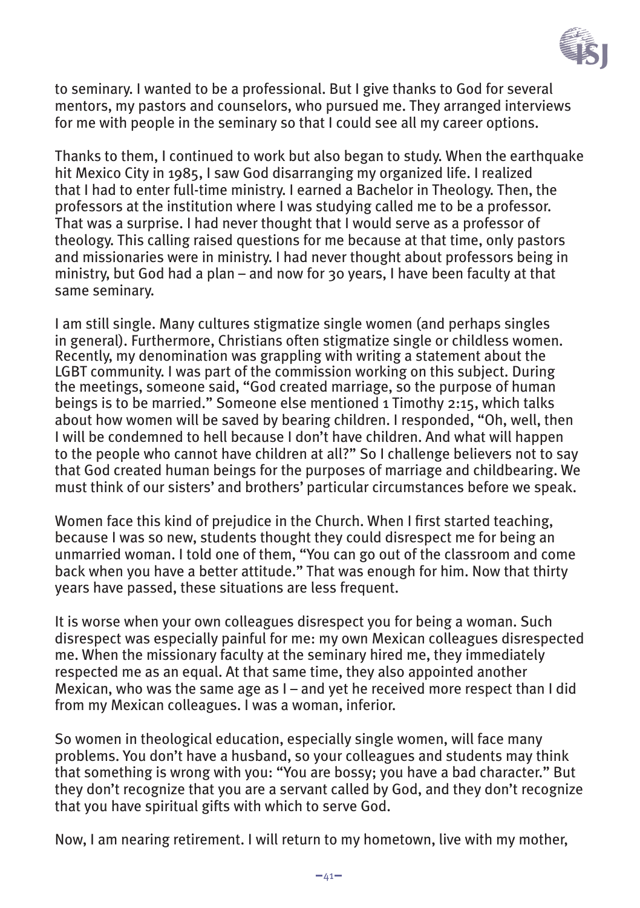to seminary. I wanted to be a professional. But I give thanks to God for several mentors, my pastors and counselors, who pursued me. They arranged interviews for me with people in the seminary so that I could see all my career options.

Thanks to them, I continued to work but also began to study. When the earthquake hit Mexico City in 1985, I saw God disarranging my organized life. I realized that I had to enter full-time ministry. I earned a Bachelor in Theology. Then, the professors at the institution where I was studying called me to be a professor. That was a surprise. I had never thought that I would serve as a professor of theology. This calling raised questions for me because at that time, only pastors and missionaries were in ministry. I had never thought about professors being in ministry, but God had a plan – and now for 30 years, I have been faculty at that same seminary.

I am still single. Many cultures stigmatize single women (and perhaps singles in general). Furthermore, Christians often stigmatize single or childless women. Recently, my denomination was grappling with writing a statement about the LGBT community. I was part of the commission working on this subject. During the meetings, someone said, "God created marriage, so the purpose of human beings is to be married." Someone else mentioned 1 Timothy 2:15, which talks about how women will be saved by bearing children. I responded, "Oh, well, then I will be condemned to hell because I don't have children. And what will happen to the people who cannot have children at all?" So I challenge believers not to say that God created human beings for the purposes of marriage and childbearing. We must think of our sisters' and brothers' particular circumstances before we speak.

Women face this kind of prejudice in the Church. When I first started teaching, because I was so new, students thought they could disrespect me for being an unmarried woman. I told one of them, "You can go out of the classroom and come back when you have a better attitude." That was enough for him. Now that thirty years have passed, these situations are less frequent.

It is worse when your own colleagues disrespect you for being a woman. Such disrespect was especially painful for me: my own Mexican colleagues disrespected me. When the missionary faculty at the seminary hired me, they immediately respected me as an equal. At that same time, they also appointed another Mexican, who was the same age as I – and yet he received more respect than I did from my Mexican colleagues. I was a woman, inferior.

So women in theological education, especially single women, will face many problems. You don't have a husband, so your colleagues and students may think that something is wrong with you: "You are bossy; you have a bad character." But they don't recognize that you are a servant called by God, and they don't recognize that you have spiritual gifts with which to serve God.

Now, I am nearing retirement. I will return to my hometown, live with my mother,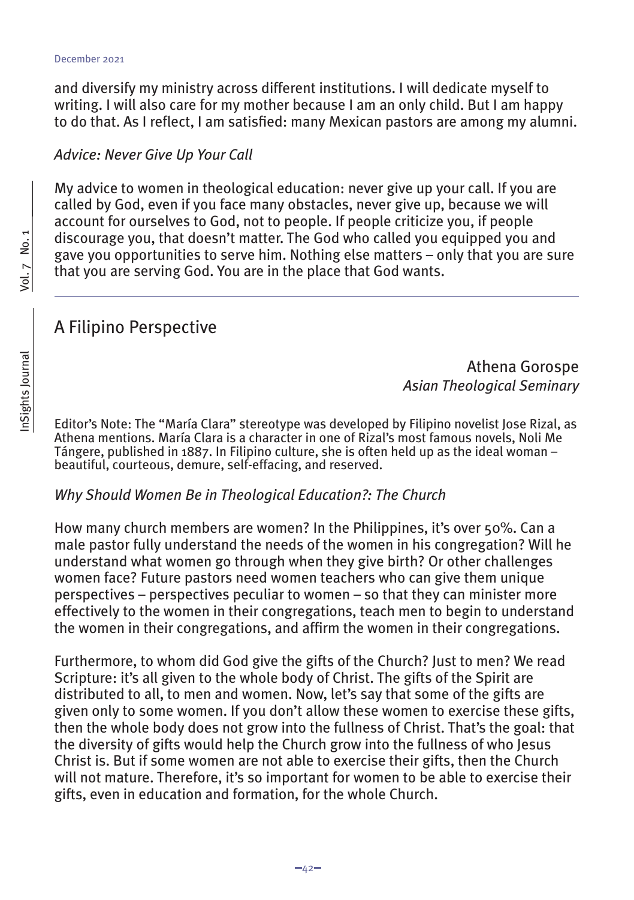and diversify my ministry across different institutions. I will dedicate myself to writing. I will also care for my mother because I am an only child. But I am happy to do that. As I reflect, I am satisfied: many Mexican pastors are among my alumni.

### *Advice: Never Give Up Your Call*

My advice to women in theological education: never give up your call. If you are called by God, even if you face many obstacles, never give up, because we will account for ourselves to God, not to people. If people criticize you, if people discourage you, that doesn't matter. The God who called you equipped you and gave you opportunities to serve him. Nothing else matters – only that you are sure that you are serving God. You are in the place that God wants.

---

## A Filipino Perspective

Athena Gorospe
*Asian Theological Seminary*

Editor's Note: The "María Clara" stereotype was developed by Filipino novelist Jose Rizal, as Athena mentions. María Clara is a character in one of Rizal's most famous novels, Noli Me Tángere, published in 1887. In Filipino culture, she is often held up as the ideal woman – beautiful, courteous, demure, self-effacing, and reserved.

### *Why Should Women Be in Theological Education?: The Church*

How many church members are women? In the Philippines, it's over 50%. Can a male pastor fully understand the needs of the women in his congregation? Will he understand what women go through when they give birth? Or other challenges women face? Future pastors need women teachers who can give them unique perspectives – perspectives peculiar to women – so that they can minister more effectively to the women in their congregations, teach men to begin to understand the women in their congregations, and affirm the women in their congregations.

Furthermore, to whom did God give the gifts of the Church? Just to men? We read Scripture: it's all given to the whole body of Christ. The gifts of the Spirit are distributed to all, to men and women. Now, let's say that some of the gifts are given only to some women. If you don't allow these women to exercise these gifts, then the whole body does not grow into the fullness of Christ. That's the goal: that the diversity of gifts would help the Church grow into the fullness of who Jesus Christ is. But if some women are not able to exercise their gifts, then the Church will not mature. Therefore, it's so important for women to be able to exercise their gifts, even in education and formation, for the whole Church.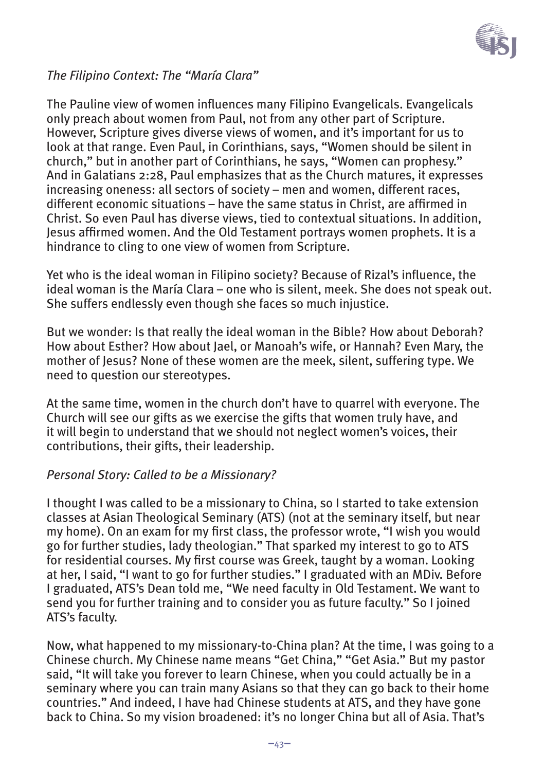*The Filipino Context: The "María Clara"*

The Pauline view of women influences many Filipino Evangelicals. Evangelicals only preach about women from Paul, not from any other part of Scripture. However, Scripture gives diverse views of women, and it's important for us to look at that range. Even Paul, in Corinthians, says, "Women should be silent in church," but in another part of Corinthians, he says, "Women can prophesy." And in Galatians 2:28, Paul emphasizes that as the Church matures, it expresses increasing oneness: all sectors of society – men and women, different races, different economic situations – have the same status in Christ, are affirmed in Christ. So even Paul has diverse views, tied to contextual situations. In addition, Jesus affirmed women. And the Old Testament portrays women prophets. It is a hindrance to cling to one view of women from Scripture.

Yet who is the ideal woman in Filipino society? Because of Rizal's influence, the ideal woman is the María Clara – one who is silent, meek. She does not speak out. She suffers endlessly even though she faces so much injustice.

But we wonder: Is that really the ideal woman in the Bible? How about Deborah? How about Esther? How about Jael, or Manoah's wife, or Hannah? Even Mary, the mother of Jesus? None of these women are the meek, silent, suffering type. We need to question our stereotypes.

At the same time, women in the church don't have to quarrel with everyone. The Church will see our gifts as we exercise the gifts that women truly have, and it will begin to understand that we should not neglect women's voices, their contributions, their gifts, their leadership.

*Personal Story: Called to be a Missionary?*

I thought I was called to be a missionary to China, so I started to take extension classes at Asian Theological Seminary (ATS) (not at the seminary itself, but near my home). On an exam for my first class, the professor wrote, "I wish you would go for further studies, lady theologian." That sparked my interest to go to ATS for residential courses. My first course was Greek, taught by a woman. Looking at her, I said, "I want to go for further studies." I graduated with an MDiv. Before I graduated, ATS's Dean told me, "We need faculty in Old Testament. We want to send you for further training and to consider you as future faculty." So I joined ATS's faculty.

Now, what happened to my missionary-to-China plan? At the time, I was going to a Chinese church. My Chinese name means "Get China," "Get Asia." But my pastor said, "It will take you forever to learn Chinese, when you could actually be in a seminary where you can train many Asians so that they can go back to their home countries." And indeed, I have had Chinese students at ATS, and they have gone back to China. So my vision broadened: it's no longer China but all of Asia. That's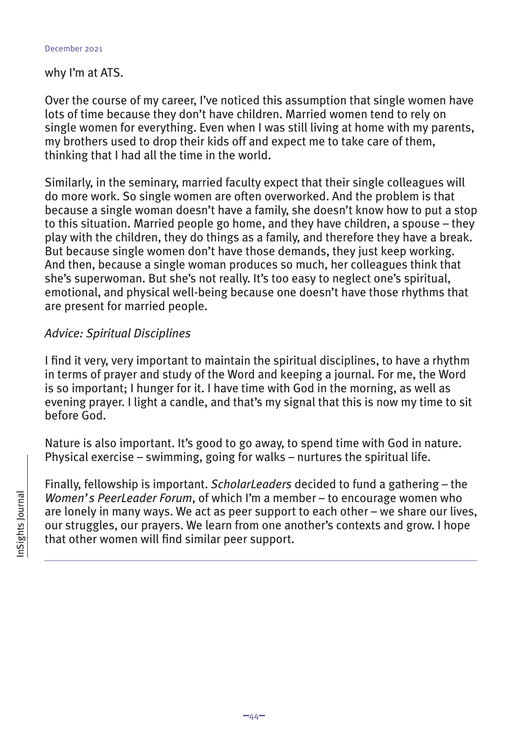why I'm at ATS.

Over the course of my career, I've noticed this assumption that single women have lots of time because they don't have children. Married women tend to rely on single women for everything. Even when I was still living at home with my parents, my brothers used to drop their kids off and expect me to take care of them, thinking that I had all the time in the world.

Similarly, in the seminary, married faculty expect that their single colleagues will do more work. So single women are often overworked. And the problem is that because a single woman doesn't have a family, she doesn't know how to put a stop to this situation. Married people go home, and they have children, a spouse – they play with the children, they do things as a family, and therefore they have a break. But because single women don't have those demands, they just keep working. And then, because a single woman produces so much, her colleagues think that she's superwoman. But she's not really. It's too easy to neglect one's spiritual, emotional, and physical well-being because one doesn't have those rhythms that are present for married people.

*Advice: Spiritual Disciplines*

I find it very, very important to maintain the spiritual disciplines, to have a rhythm in terms of prayer and study of the Word and keeping a journal. For me, the Word is so important; I hunger for it. I have time with God in the morning, as well as evening prayer. I light a candle, and that's my signal that this is now my time to sit before God.

Nature is also important. It's good to go away, to spend time with God in nature. Physical exercise – swimming, going for walks – nurtures the spiritual life.

Finally, fellowship is important. *ScholarLeaders* decided to fund a gathering – the *Women's PeerLeader Forum*, of which I'm a member – to encourage women who are lonely in many ways. We act as peer support to each other – we share our lives, our struggles, our prayers. We learn from one another's contexts and grow. I hope that other women will find similar peer support.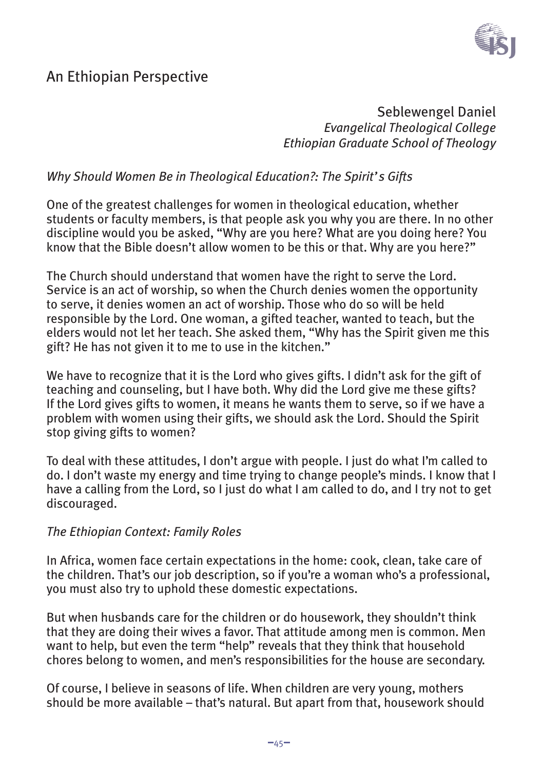## An Ethiopian Perspective

Seblewengel Daniel
*Evangelical Theological College*
*Ethiopian Graduate School of Theology*

*Why Should Women Be in Theological Education?: The Spirit's Gifts*

One of the greatest challenges for women in theological education, whether students or faculty members, is that people ask you why you are there. In no other discipline would you be asked, "Why are you here? What are you doing here? You know that the Bible doesn't allow women to be this or that. Why are you here?"

The Church should understand that women have the right to serve the Lord. Service is an act of worship, so when the Church denies women the opportunity to serve, it denies women an act of worship. Those who do so will be held responsible by the Lord. One woman, a gifted teacher, wanted to teach, but the elders would not let her teach. She asked them, "Why has the Spirit given me this gift? He has not given it to me to use in the kitchen."

We have to recognize that it is the Lord who gives gifts. I didn't ask for the gift of teaching and counseling, but I have both. Why did the Lord give me these gifts? If the Lord gives gifts to women, it means he wants them to serve, so if we have a problem with women using their gifts, we should ask the Lord. Should the Spirit stop giving gifts to women?

To deal with these attitudes, I don't argue with people. I just do what I'm called to do. I don't waste my energy and time trying to change people's minds. I know that I have a calling from the Lord, so I just do what I am called to do, and I try not to get discouraged.

*The Ethiopian Context: Family Roles*

In Africa, women face certain expectations in the home: cook, clean, take care of the children. That's our job description, so if you're a woman who's a professional, you must also try to uphold these domestic expectations.

But when husbands care for the children or do housework, they shouldn't think that they are doing their wives a favor. That attitude among men is common. Men want to help, but even the term "help" reveals that they think that household chores belong to women, and men's responsibilities for the house are secondary.

Of course, I believe in seasons of life. When children are very young, mothers should be more available – that's natural. But apart from that, housework should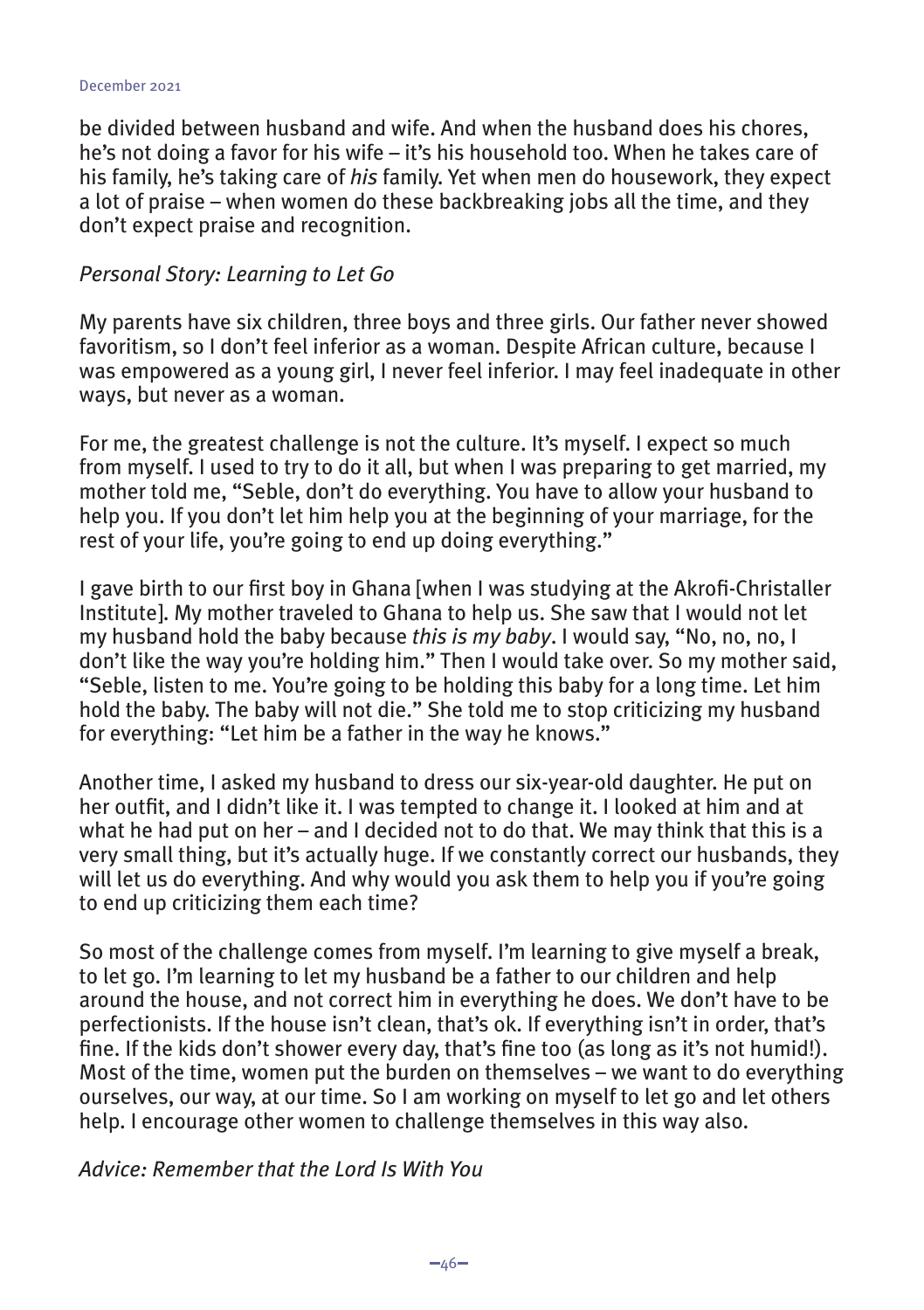be divided between husband and wife. And when the husband does his chores, he's not doing a favor for his wife – it's his household too. When he takes care of his family, he's taking care of *his* family. Yet when men do housework, they expect a lot of praise – when women do these backbreaking jobs all the time, and they don't expect praise and recognition.

*Personal Story: Learning to Let Go*

My parents have six children, three boys and three girls. Our father never showed favoritism, so I don't feel inferior as a woman. Despite African culture, because I was empowered as a young girl, I never feel inferior. I may feel inadequate in other ways, but never as a woman.

For me, the greatest challenge is not the culture. It's myself. I expect so much from myself. I used to try to do it all, but when I was preparing to get married, my mother told me, "Seble, don't do everything. You have to allow your husband to help you. If you don't let him help you at the beginning of your marriage, for the rest of your life, you're going to end up doing everything."

I gave birth to our first boy in Ghana [when I was studying at the Akrofi-Christaller Institute]. My mother traveled to Ghana to help us. She saw that I would not let my husband hold the baby because *this is my baby*. I would say, "No, no, no, I don't like the way you're holding him." Then I would take over. So my mother said, "Seble, listen to me. You're going to be holding this baby for a long time. Let him hold the baby. The baby will not die." She told me to stop criticizing my husband for everything: "Let him be a father in the way he knows."

Another time, I asked my husband to dress our six-year-old daughter. He put on her outfit, and I didn't like it. I was tempted to change it. I looked at him and at what he had put on her – and I decided not to do that. We may think that this is a very small thing, but it's actually huge. If we constantly correct our husbands, they will let us do everything. And why would you ask them to help you if you're going to end up criticizing them each time?

So most of the challenge comes from myself. I'm learning to give myself a break, to let go. I'm learning to let my husband be a father to our children and help around the house, and not correct him in everything he does. We don't have to be perfectionists. If the house isn't clean, that's ok. If everything isn't in order, that's fine. If the kids don't shower every day, that's fine too (as long as it's not humid!). Most of the time, women put the burden on themselves – we want to do everything ourselves, our way, at our time. So I am working on myself to let go and let others help. I encourage other women to challenge themselves in this way also.

*Advice: Remember that the Lord Is With You*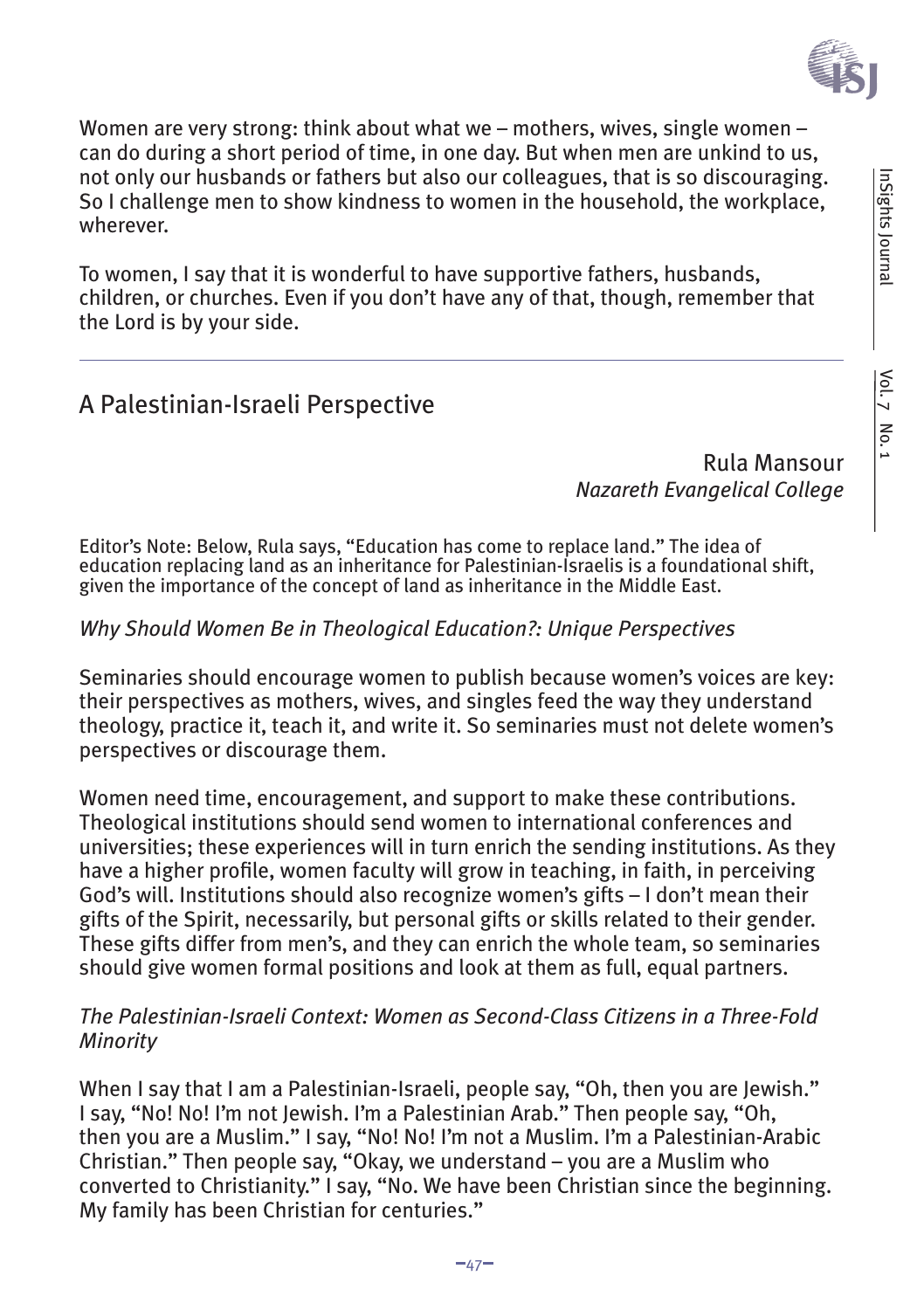Women are very strong: think about what we – mothers, wives, single women – can do during a short period of time, in one day. But when men are unkind to us, not only our husbands or fathers but also our colleagues, that is so discouraging. So I challenge men to show kindness to women in the household, the workplace, wherever.

To women, I say that it is wonderful to have supportive fathers, husbands, children, or churches. Even if you don't have any of that, though, remember that the Lord is by your side.

---

## A Palestinian-Israeli Perspective

Rula Mansour
*Nazareth Evangelical College*

Editor's Note: Below, Rula says, "Education has come to replace land." The idea of education replacing land as an inheritance for Palestinian-Israelis is a foundational shift, given the importance of the concept of land as inheritance in the Middle East.

### *Why Should Women Be in Theological Education?: Unique Perspectives*

Seminaries should encourage women to publish because women's voices are key: their perspectives as mothers, wives, and singles feed the way they understand theology, practice it, teach it, and write it. So seminaries must not delete women's perspectives or discourage them.

Women need time, encouragement, and support to make these contributions. Theological institutions should send women to international conferences and universities; these experiences will in turn enrich the sending institutions. As they have a higher profile, women faculty will grow in teaching, in faith, in perceiving God's will. Institutions should also recognize women's gifts – I don't mean their gifts of the Spirit, necessarily, but personal gifts or skills related to their gender. These gifts differ from men's, and they can enrich the whole team, so seminaries should give women formal positions and look at them as full, equal partners.

### *The Palestinian-Israeli Context: Women as Second-Class Citizens in a Three-Fold Minority*

When I say that I am a Palestinian-Israeli, people say, "Oh, then you are Jewish." I say, "No! No! I'm not Jewish. I'm a Palestinian Arab." Then people say, "Oh, then you are a Muslim." I say, "No! No! I'm not a Muslim. I'm a Palestinian-Arabic Christian." Then people say, "Okay, we understand – you are a Muslim who converted to Christianity." I say, "No. We have been Christian since the beginning. My family has been Christian for centuries."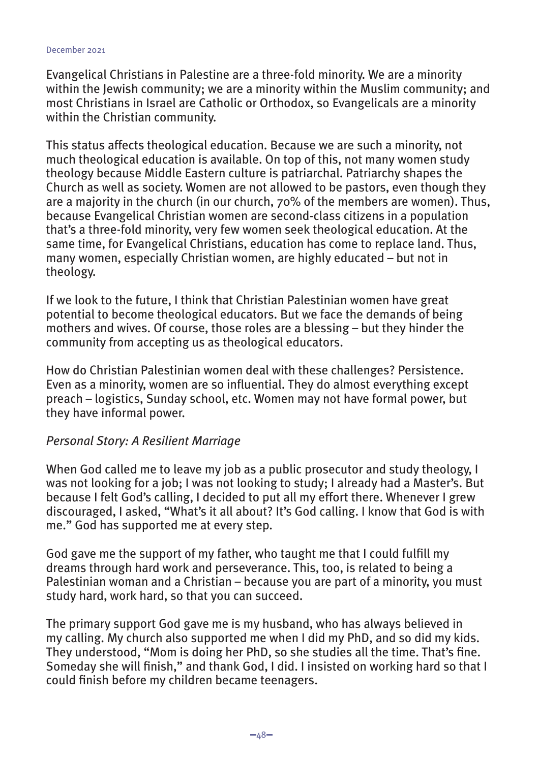Evangelical Christians in Palestine are a three-fold minority. We are a minority within the Jewish community; we are a minority within the Muslim community; and most Christians in Israel are Catholic or Orthodox, so Evangelicals are a minority within the Christian community.

This status affects theological education. Because we are such a minority, not much theological education is available. On top of this, not many women study theology because Middle Eastern culture is patriarchal. Patriarchy shapes the Church as well as society. Women are not allowed to be pastors, even though they are a majority in the church (in our church, 70% of the members are women). Thus, because Evangelical Christian women are second-class citizens in a population that's a three-fold minority, very few women seek theological education. At the same time, for Evangelical Christians, education has come to replace land. Thus, many women, especially Christian women, are highly educated – but not in theology.

If we look to the future, I think that Christian Palestinian women have great potential to become theological educators. But we face the demands of being mothers and wives. Of course, those roles are a blessing – but they hinder the community from accepting us as theological educators.

How do Christian Palestinian women deal with these challenges? Persistence. Even as a minority, women are so influential. They do almost everything except preach – logistics, Sunday school, etc. Women may not have formal power, but they have informal power.

*Personal Story: A Resilient Marriage*

When God called me to leave my job as a public prosecutor and study theology, I was not looking for a job; I was not looking to study; I already had a Master's. But because I felt God's calling, I decided to put all my effort there. Whenever I grew discouraged, I asked, "What's it all about? It's God calling. I know that God is with me." God has supported me at every step.

God gave me the support of my father, who taught me that I could fulfill my dreams through hard work and perseverance. This, too, is related to being a Palestinian woman and a Christian – because you are part of a minority, you must study hard, work hard, so that you can succeed.

The primary support God gave me is my husband, who has always believed in my calling. My church also supported me when I did my PhD, and so did my kids. They understood, "Mom is doing her PhD, so she studies all the time. That's fine. Someday she will finish," and thank God, I did. I insisted on working hard so that I could finish before my children became teenagers.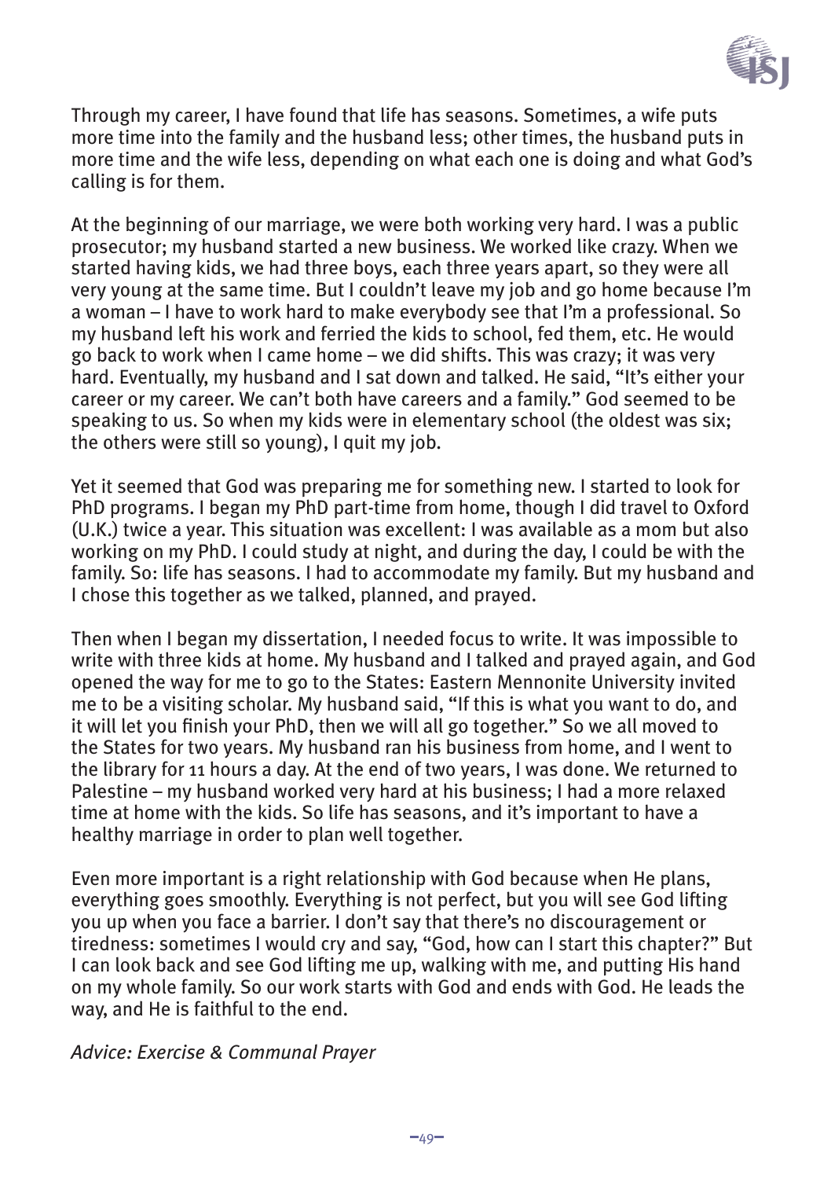Through my career, I have found that life has seasons. Sometimes, a wife puts more time into the family and the husband less; other times, the husband puts in more time and the wife less, depending on what each one is doing and what God's calling is for them.

At the beginning of our marriage, we were both working very hard. I was a public prosecutor; my husband started a new business. We worked like crazy. When we started having kids, we had three boys, each three years apart, so they were all very young at the same time. But I couldn't leave my job and go home because I'm a woman – I have to work hard to make everybody see that I'm a professional. So my husband left his work and ferried the kids to school, fed them, etc. He would go back to work when I came home – we did shifts. This was crazy; it was very hard. Eventually, my husband and I sat down and talked. He said, "It's either your career or my career. We can't both have careers and a family." God seemed to be speaking to us. So when my kids were in elementary school (the oldest was six; the others were still so young), I quit my job.

Yet it seemed that God was preparing me for something new. I started to look for PhD programs. I began my PhD part-time from home, though I did travel to Oxford (U.K.) twice a year. This situation was excellent: I was available as a mom but also working on my PhD. I could study at night, and during the day, I could be with the family. So: life has seasons. I had to accommodate my family. But my husband and I chose this together as we talked, planned, and prayed.

Then when I began my dissertation, I needed focus to write. It was impossible to write with three kids at home. My husband and I talked and prayed again, and God opened the way for me to go to the States: Eastern Mennonite University invited me to be a visiting scholar. My husband said, "If this is what you want to do, and it will let you finish your PhD, then we will all go together." So we all moved to the States for two years. My husband ran his business from home, and I went to the library for 11 hours a day. At the end of two years, I was done. We returned to Palestine – my husband worked very hard at his business; I had a more relaxed time at home with the kids. So life has seasons, and it's important to have a healthy marriage in order to plan well together.

Even more important is a right relationship with God because when He plans, everything goes smoothly. Everything is not perfect, but you will see God lifting you up when you face a barrier. I don't say that there's no discouragement or tiredness: sometimes I would cry and say, "God, how can I start this chapter?" But I can look back and see God lifting me up, walking with me, and putting His hand on my whole family. So our work starts with God and ends with God. He leads the way, and He is faithful to the end.

*Advice: Exercise & Communal Prayer*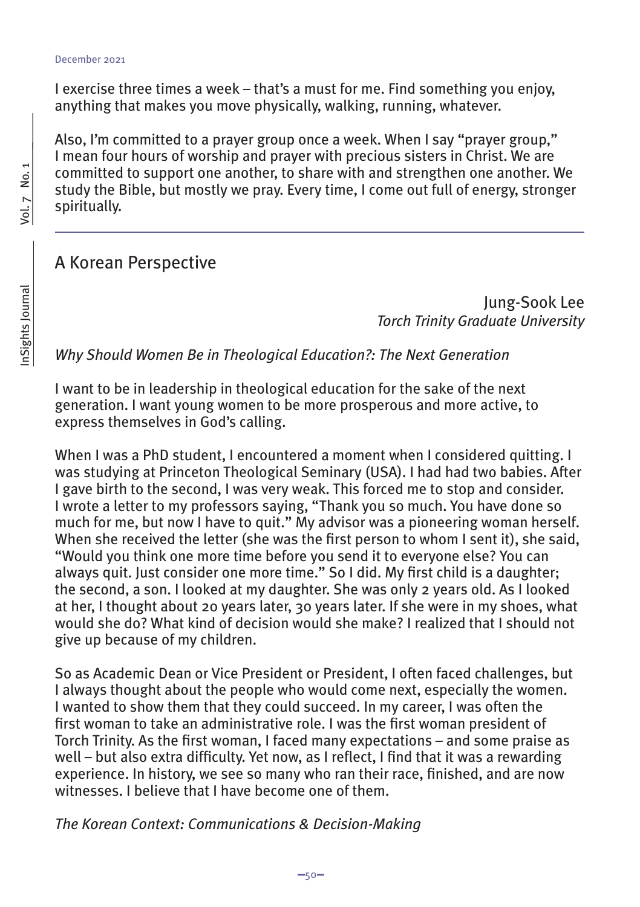I exercise three times a week – that's a must for me. Find something you enjoy, anything that makes you move physically, walking, running, whatever.

Also, I'm committed to a prayer group once a week. When I say "prayer group," I mean four hours of worship and prayer with precious sisters in Christ. We are committed to support one another, to share with and strengthen one another. We study the Bible, but mostly we pray. Every time, I come out full of energy, stronger spiritually.

---

## A Korean Perspective

Jung-Sook Lee
*Torch Trinity Graduate University*

*Why Should Women Be in Theological Education?: The Next Generation*

I want to be in leadership in theological education for the sake of the next generation. I want young women to be more prosperous and more active, to express themselves in God's calling.

When I was a PhD student, I encountered a moment when I considered quitting. I was studying at Princeton Theological Seminary (USA). I had had two babies. After I gave birth to the second, I was very weak. This forced me to stop and consider. I wrote a letter to my professors saying, "Thank you so much. You have done so much for me, but now I have to quit." My advisor was a pioneering woman herself. When she received the letter (she was the first person to whom I sent it), she said, "Would you think one more time before you send it to everyone else? You can always quit. Just consider one more time." So I did. My first child is a daughter; the second, a son. I looked at my daughter. She was only 2 years old. As I looked at her, I thought about 20 years later, 30 years later. If she were in my shoes, what would she do? What kind of decision would she make? I realized that I should not give up because of my children.

So as Academic Dean or Vice President or President, I often faced challenges, but I always thought about the people who would come next, especially the women. I wanted to show them that they could succeed. In my career, I was often the first woman to take an administrative role. I was the first woman president of Torch Trinity. As the first woman, I faced many expectations – and some praise as well – but also extra difficulty. Yet now, as I reflect, I find that it was a rewarding experience. In history, we see so many who ran their race, finished, and are now witnesses. I believe that I have become one of them.

*The Korean Context: Communications & Decision-Making*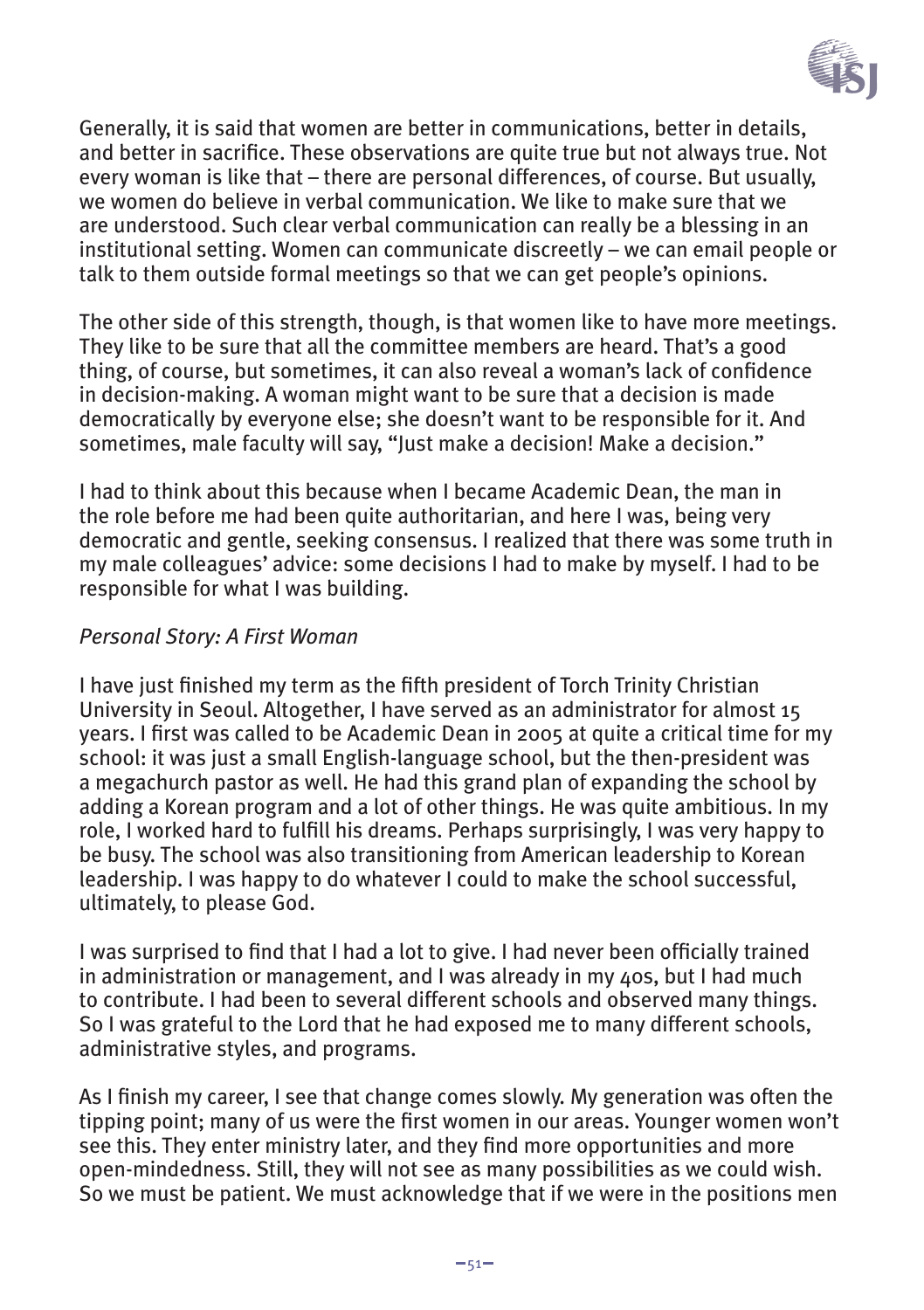Generally, it is said that women are better in communications, better in details, and better in sacrifice. These observations are quite true but not always true. Not every woman is like that – there are personal differences, of course. But usually, we women do believe in verbal communication. We like to make sure that we are understood. Such clear verbal communication can really be a blessing in an institutional setting. Women can communicate discreetly – we can email people or talk to them outside formal meetings so that we can get people's opinions.

The other side of this strength, though, is that women like to have more meetings. They like to be sure that all the committee members are heard. That's a good thing, of course, but sometimes, it can also reveal a woman's lack of confidence in decision-making. A woman might want to be sure that a decision is made democratically by everyone else; she doesn't want to be responsible for it. And sometimes, male faculty will say, "Just make a decision! Make a decision."

I had to think about this because when I became Academic Dean, the man in the role before me had been quite authoritarian, and here I was, being very democratic and gentle, seeking consensus. I realized that there was some truth in my male colleagues' advice: some decisions I had to make by myself. I had to be responsible for what I was building.

*Personal Story: A First Woman*

I have just finished my term as the fifth president of Torch Trinity Christian University in Seoul. Altogether, I have served as an administrator for almost 15 years. I first was called to be Academic Dean in 2005 at quite a critical time for my school: it was just a small English-language school, but the then-president was a megachurch pastor as well. He had this grand plan of expanding the school by adding a Korean program and a lot of other things. He was quite ambitious. In my role, I worked hard to fulfill his dreams. Perhaps surprisingly, I was very happy to be busy. The school was also transitioning from American leadership to Korean leadership. I was happy to do whatever I could to make the school successful, ultimately, to please God.

I was surprised to find that I had a lot to give. I had never been officially trained in administration or management, and I was already in my 40s, but I had much to contribute. I had been to several different schools and observed many things. So I was grateful to the Lord that he had exposed me to many different schools, administrative styles, and programs.

As I finish my career, I see that change comes slowly. My generation was often the tipping point; many of us were the first women in our areas. Younger women won't see this. They enter ministry later, and they find more opportunities and more open-mindedness. Still, they will not see as many possibilities as we could wish. So we must be patient. We must acknowledge that if we were in the positions men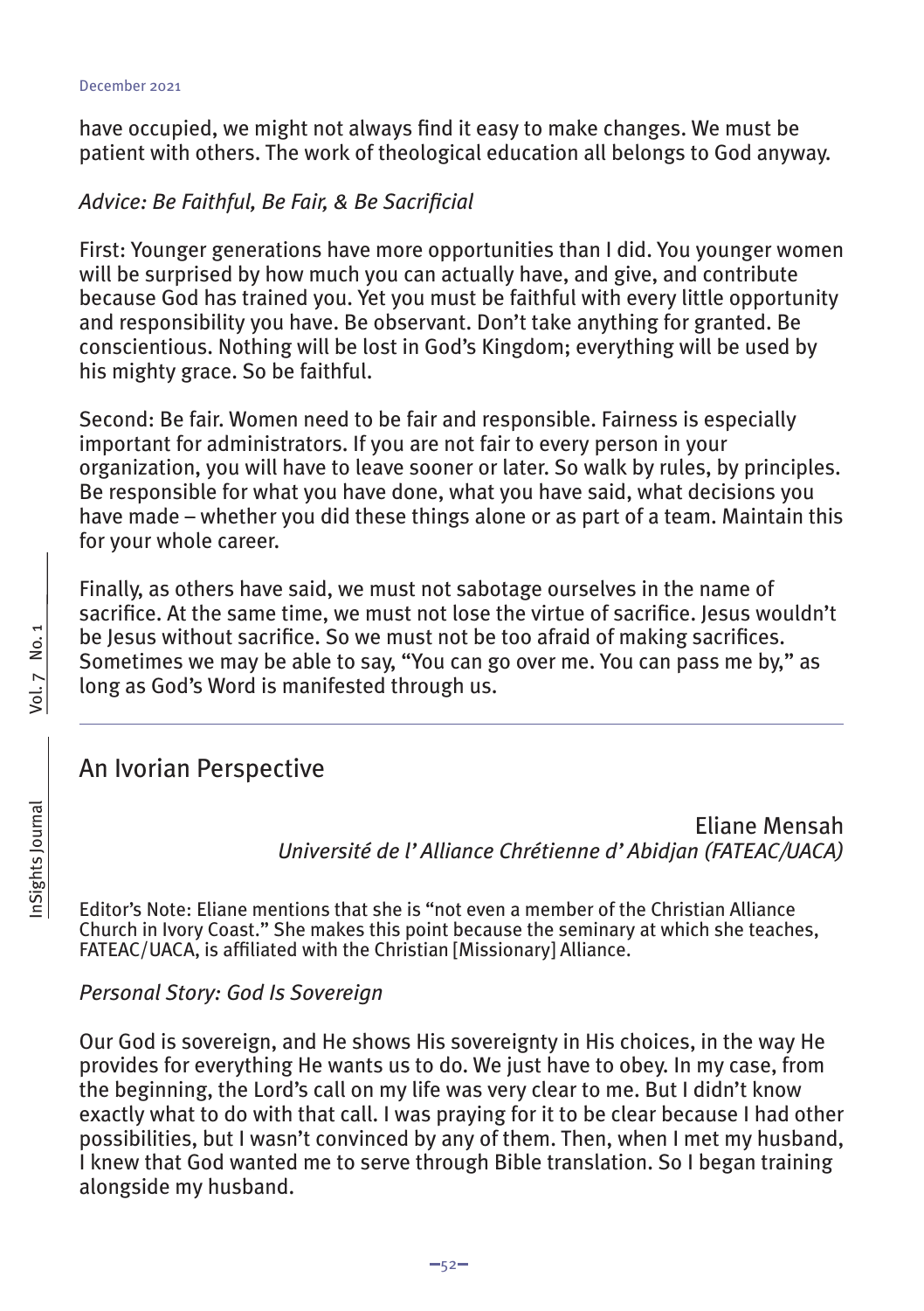have occupied, we might not always find it easy to make changes. We must be patient with others. The work of theological education all belongs to God anyway.

*Advice: Be Faithful, Be Fair, & Be Sacrificial*

First: Younger generations have more opportunities than I did. You younger women will be surprised by how much you can actually have, and give, and contribute because God has trained you. Yet you must be faithful with every little opportunity and responsibility you have. Be observant. Don't take anything for granted. Be conscientious. Nothing will be lost in God's Kingdom; everything will be used by his mighty grace. So be faithful.

Second: Be fair. Women need to be fair and responsible. Fairness is especially important for administrators. If you are not fair to every person in your organization, you will have to leave sooner or later. So walk by rules, by principles. Be responsible for what you have done, what you have said, what decisions you have made – whether you did these things alone or as part of a team. Maintain this for your whole career.

Finally, as others have said, we must not sabotage ourselves in the name of sacrifice. At the same time, we must not lose the virtue of sacrifice. Jesus wouldn't be Jesus without sacrifice. So we must not be too afraid of making sacrifices. Sometimes we may be able to say, "You can go over me. You can pass me by," as long as God's Word is manifested through us.

---

## An Ivorian Perspective

Eliane Mensah
*Université de l' Alliance Chrétienne d' Abidjan (FATEAC/UACA)*

Editor's Note: Eliane mentions that she is "not even a member of the Christian Alliance Church in Ivory Coast." She makes this point because the seminary at which she teaches, FATEAC/UACA, is affiliated with the Christian [Missionary] Alliance.

*Personal Story: God Is Sovereign*

Our God is sovereign, and He shows His sovereignty in His choices, in the way He provides for everything He wants us to do. We just have to obey. In my case, from the beginning, the Lord's call on my life was very clear to me. But I didn't know exactly what to do with that call. I was praying for it to be clear because I had other possibilities, but I wasn't convinced by any of them. Then, when I met my husband, I knew that God wanted me to serve through Bible translation. So I began training alongside my husband.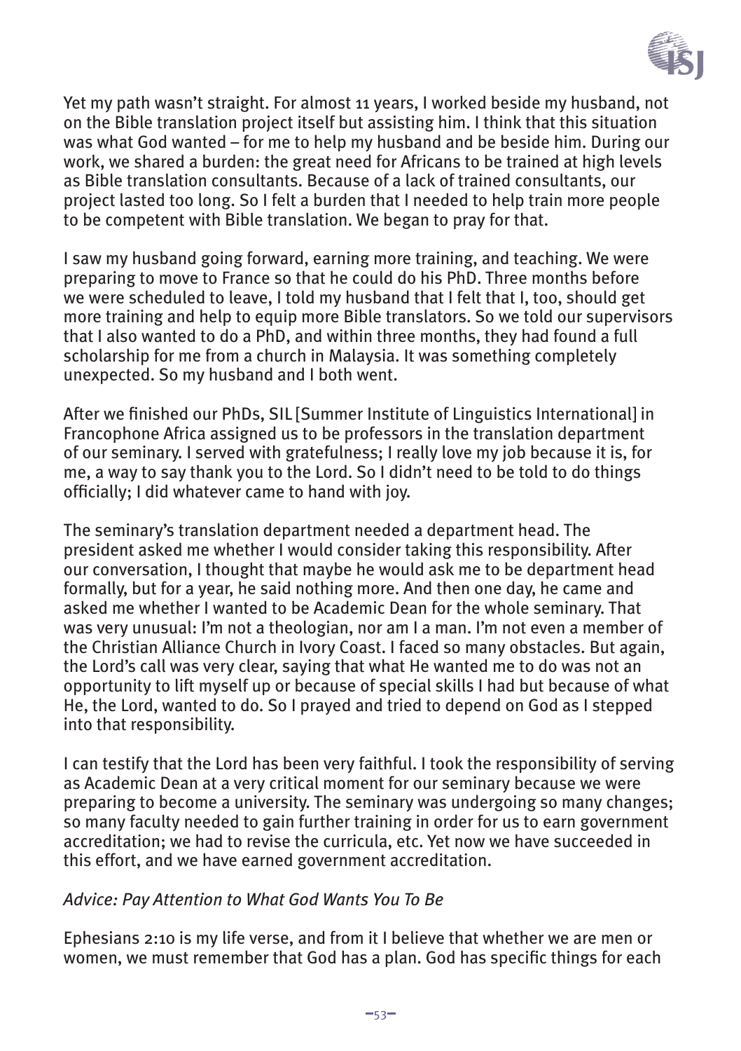Yet my path wasn't straight. For almost 11 years, I worked beside my husband, not on the Bible translation project itself but assisting him. I think that this situation was what God wanted – for me to help my husband and be beside him. During our work, we shared a burden: the great need for Africans to be trained at high levels as Bible translation consultants. Because of a lack of trained consultants, our project lasted too long. So I felt a burden that I needed to help train more people to be competent with Bible translation. We began to pray for that.

I saw my husband going forward, earning more training, and teaching. We were preparing to move to France so that he could do his PhD. Three months before we were scheduled to leave, I told my husband that I felt that I, too, should get more training and help to equip more Bible translators. So we told our supervisors that I also wanted to do a PhD, and within three months, they had found a full scholarship for me from a church in Malaysia. It was something completely unexpected. So my husband and I both went.

After we finished our PhDs, SIL [Summer Institute of Linguistics International] in Francophone Africa assigned us to be professors in the translation department of our seminary. I served with gratefulness; I really love my job because it is, for me, a way to say thank you to the Lord. So I didn't need to be told to do things officially; I did whatever came to hand with joy.

The seminary's translation department needed a department head. The president asked me whether I would consider taking this responsibility. After our conversation, I thought that maybe he would ask me to be department head formally, but for a year, he said nothing more. And then one day, he came and asked me whether I wanted to be Academic Dean for the whole seminary. That was very unusual: I'm not a theologian, nor am I a man. I'm not even a member of the Christian Alliance Church in Ivory Coast. I faced so many obstacles. But again, the Lord's call was very clear, saying that what He wanted me to do was not an opportunity to lift myself up or because of special skills I had but because of what He, the Lord, wanted to do. So I prayed and tried to depend on God as I stepped into that responsibility.

I can testify that the Lord has been very faithful. I took the responsibility of serving as Academic Dean at a very critical moment for our seminary because we were preparing to become a university. The seminary was undergoing so many changes; so many faculty needed to gain further training in order for us to earn government accreditation; we had to revise the curricula, etc. Yet now we have succeeded in this effort, and we have earned government accreditation.

*Advice: Pay Attention to What God Wants You To Be*

Ephesians 2:10 is my life verse, and from it I believe that whether we are men or women, we must remember that God has a plan. God has specific things for each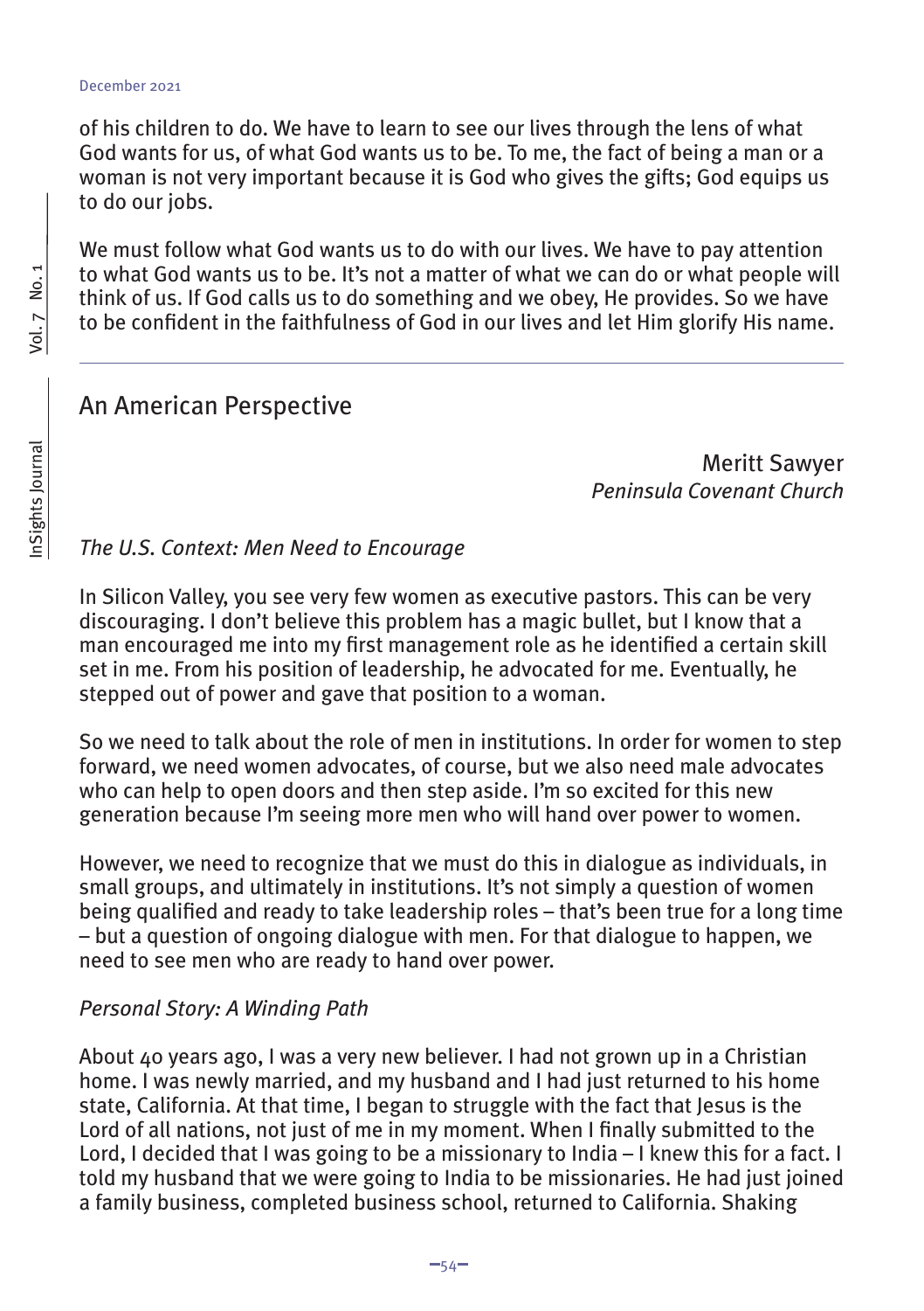of his children to do. We have to learn to see our lives through the lens of what God wants for us, of what God wants us to be. To me, the fact of being a man or a woman is not very important because it is God who gives the gifts; God equips us to do our jobs.

We must follow what God wants us to do with our lives. We have to pay attention to what God wants us to be. It's not a matter of what we can do or what people will think of us. If God calls us to do something and we obey, He provides. So we have to be confident in the faithfulness of God in our lives and let Him glorify His name.

---

## An American Perspective

Meritt Sawyer
*Peninsula Covenant Church*

### *The U.S. Context: Men Need to Encourage*

In Silicon Valley, you see very few women as executive pastors. This can be very discouraging. I don't believe this problem has a magic bullet, but I know that a man encouraged me into my first management role as he identified a certain skill set in me. From his position of leadership, he advocated for me. Eventually, he stepped out of power and gave that position to a woman.

So we need to talk about the role of men in institutions. In order for women to step forward, we need women advocates, of course, but we also need male advocates who can help to open doors and then step aside. I'm so excited for this new generation because I'm seeing more men who will hand over power to women.

However, we need to recognize that we must do this in dialogue as individuals, in small groups, and ultimately in institutions. It's not simply a question of women being qualified and ready to take leadership roles – that's been true for a long time – but a question of ongoing dialogue with men. For that dialogue to happen, we need to see men who are ready to hand over power.

### *Personal Story: A Winding Path*

About 40 years ago, I was a very new believer. I had not grown up in a Christian home. I was newly married, and my husband and I had just returned to his home state, California. At that time, I began to struggle with the fact that Jesus is the Lord of all nations, not just of me in my moment. When I finally submitted to the Lord, I decided that I was going to be a missionary to India – I knew this for a fact. I told my husband that we were going to India to be missionaries. He had just joined a family business, completed business school, returned to California. Shaking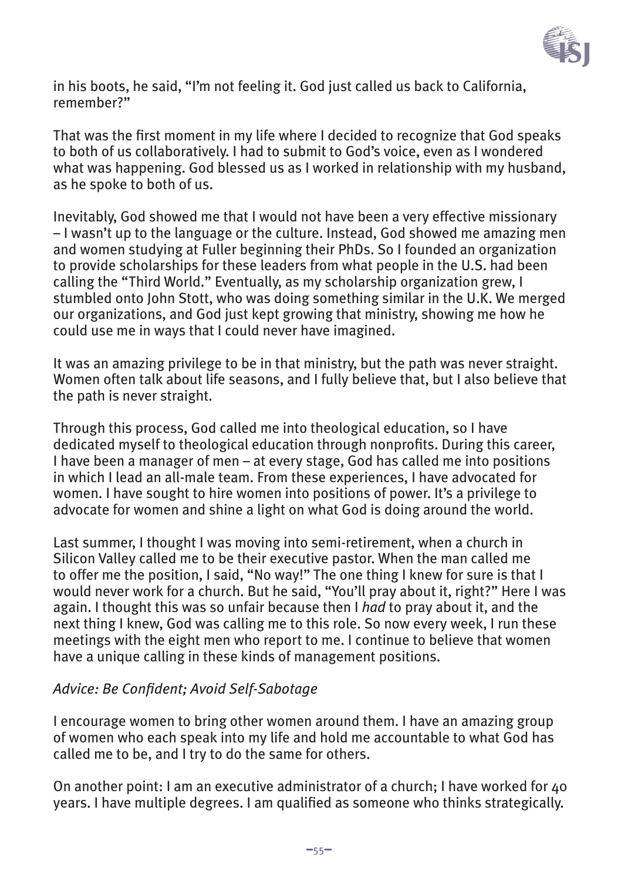in his boots, he said, "I'm not feeling it. God just called us back to California, remember?"

That was the first moment in my life where I decided to recognize that God speaks to both of us collaboratively. I had to submit to God's voice, even as I wondered what was happening. God blessed us as I worked in relationship with my husband, as he spoke to both of us.

Inevitably, God showed me that I would not have been a very effective missionary – I wasn't up to the language or the culture. Instead, God showed me amazing men and women studying at Fuller beginning their PhDs. So I founded an organization to provide scholarships for these leaders from what people in the U.S. had been calling the "Third World." Eventually, as my scholarship organization grew, I stumbled onto John Stott, who was doing something similar in the U.K. We merged our organizations, and God just kept growing that ministry, showing me how he could use me in ways that I could never have imagined.

It was an amazing privilege to be in that ministry, but the path was never straight. Women often talk about life seasons, and I fully believe that, but I also believe that the path is never straight.

Through this process, God called me into theological education, so I have dedicated myself to theological education through nonprofits. During this career, I have been a manager of men – at every stage, God has called me into positions in which I lead an all-male team. From these experiences, I have advocated for women. I have sought to hire women into positions of power. It's a privilege to advocate for women and shine a light on what God is doing around the world.

Last summer, I thought I was moving into semi-retirement, when a church in Silicon Valley called me to be their executive pastor. When the man called me to offer me the position, I said, "No way!" The one thing I knew for sure is that I would never work for a church. But he said, "You'll pray about it, right?" Here I was again. I thought this was so unfair because then I *had* to pray about it, and the next thing I knew, God was calling me to this role. So now every week, I run these meetings with the eight men who report to me. I continue to believe that women have a unique calling in these kinds of management positions.

*Advice: Be Confident; Avoid Self-Sabotage*

I encourage women to bring other women around them. I have an amazing group of women who each speak into my life and hold me accountable to what God has called me to be, and I try to do the same for others.

On another point: I am an executive administrator of a church; I have worked for 40 years. I have multiple degrees. I am qualified as someone who thinks strategically.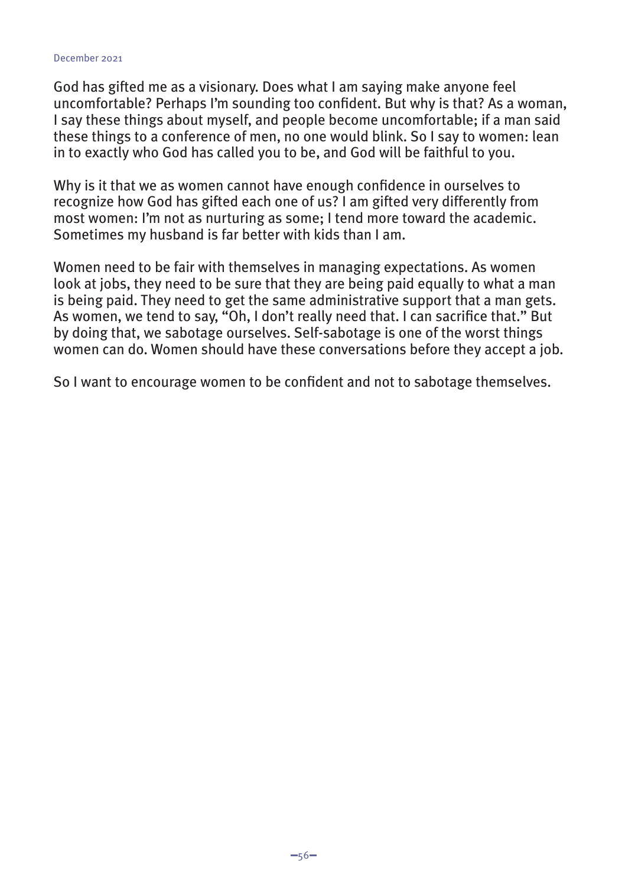God has gifted me as a visionary. Does what I am saying make anyone feel uncomfortable? Perhaps I'm sounding too confident. But why is that? As a woman, I say these things about myself, and people become uncomfortable; if a man said these things to a conference of men, no one would blink. So I say to women: lean in to exactly who God has called you to be, and God will be faithful to you.

Why is it that we as women cannot have enough confidence in ourselves to recognize how God has gifted each one of us? I am gifted very differently from most women: I'm not as nurturing as some; I tend more toward the academic. Sometimes my husband is far better with kids than I am.

Women need to be fair with themselves in managing expectations. As women look at jobs, they need to be sure that they are being paid equally to what a man is being paid. They need to get the same administrative support that a man gets. As women, we tend to say, "Oh, I don't really need that. I can sacrifice that." But by doing that, we sabotage ourselves. Self-sabotage is one of the worst things women can do. Women should have these conversations before they accept a job.

So I want to encourage women to be confident and not to sabotage themselves.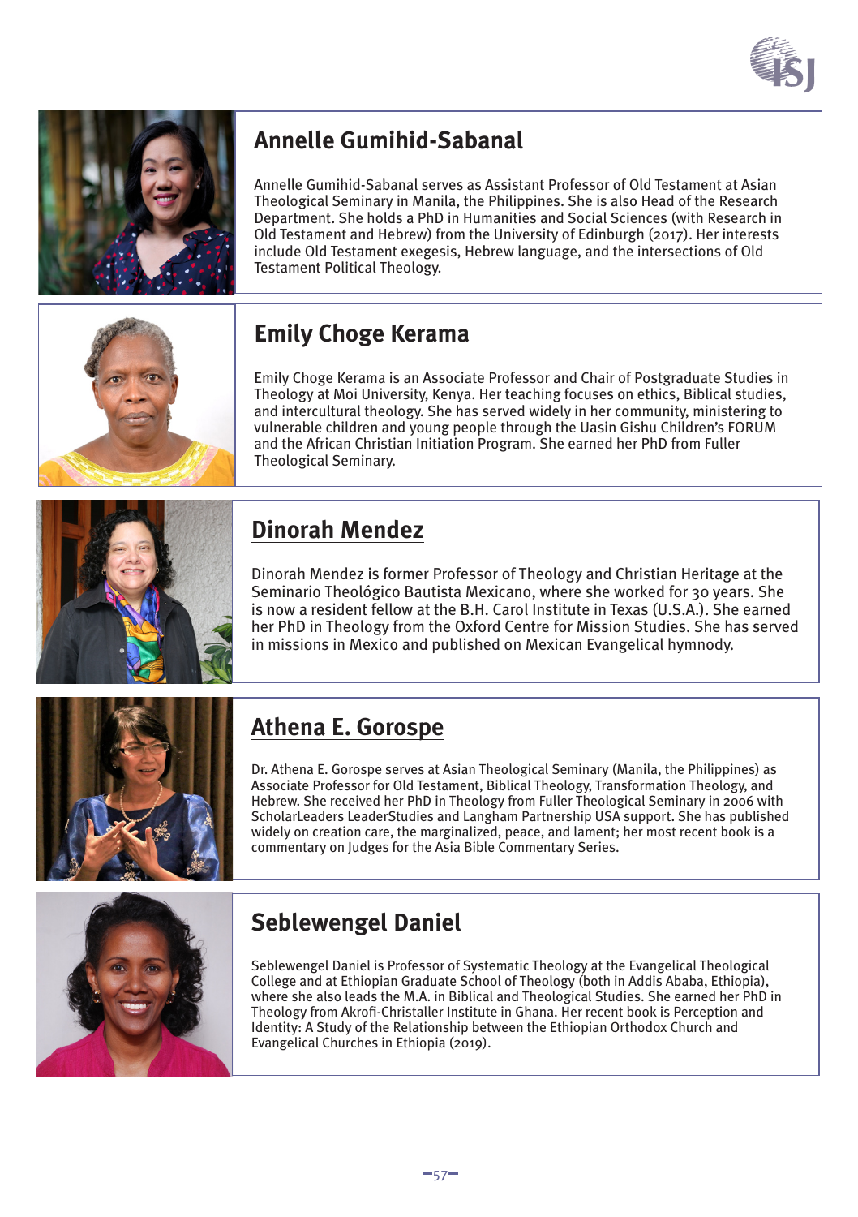## Annelle Gumihid-Sabanal

Annelle Gumihid-Sabanal serves as Assistant Professor of Old Testament at Asian Theological Seminary in Manila, the Philippines. She is also Head of the Research Department. She holds a PhD in Humanities and Social Sciences (with Research in Old Testament and Hebrew) from the University of Edinburgh (2017). Her interests include Old Testament exegesis, Hebrew language, and the intersections of Old Testament Political Theology.

## Emily Choge Kerama

Emily Choge Kerama is an Associate Professor and Chair of Postgraduate Studies in Theology at Moi University, Kenya. Her teaching focuses on ethics, Biblical studies, and intercultural theology. She has served widely in her community, ministering to vulnerable children and young people through the Uasin Gishu Children's FORUM and the African Christian Initiation Program. She earned her PhD from Fuller Theological Seminary.

## Dinorah Mendez

Dinorah Mendez is former Professor of Theology and Christian Heritage at the Seminario Theológico Bautista Mexicano, where she worked for 30 years. She is now a resident fellow at the B.H. Carol Institute in Texas (U.S.A.). She earned her PhD in Theology from the Oxford Centre for Mission Studies. She has served in missions in Mexico and published on Mexican Evangelical hymnody.

## Athena E. Gorospe

Dr. Athena E. Gorospe serves at Asian Theological Seminary (Manila, the Philippines) as Associate Professor for Old Testament, Biblical Theology, Transformation Theology, and Hebrew. She received her PhD in Theology from Fuller Theological Seminary in 2006 with ScholarLeaders LeaderStudies and Langham Partnership USA support. She has published widely on creation care, the marginalized, peace, and lament; her most recent book is a commentary on Judges for the Asia Bible Commentary Series.

## Seblewengel Daniel

Seblewengel Daniel is Professor of Systematic Theology at the Evangelical Theological College and at Ethiopian Graduate School of Theology (both in Addis Ababa, Ethiopia), where she also leads the M.A. in Biblical and Theological Studies. She earned her PhD in Theology from Akrofi-Christaller Institute in Ghana. Her recent book is Perception and Identity: A Study of the Relationship between the Ethiopian Orthodox Church and Evangelical Churches in Ethiopia (2019).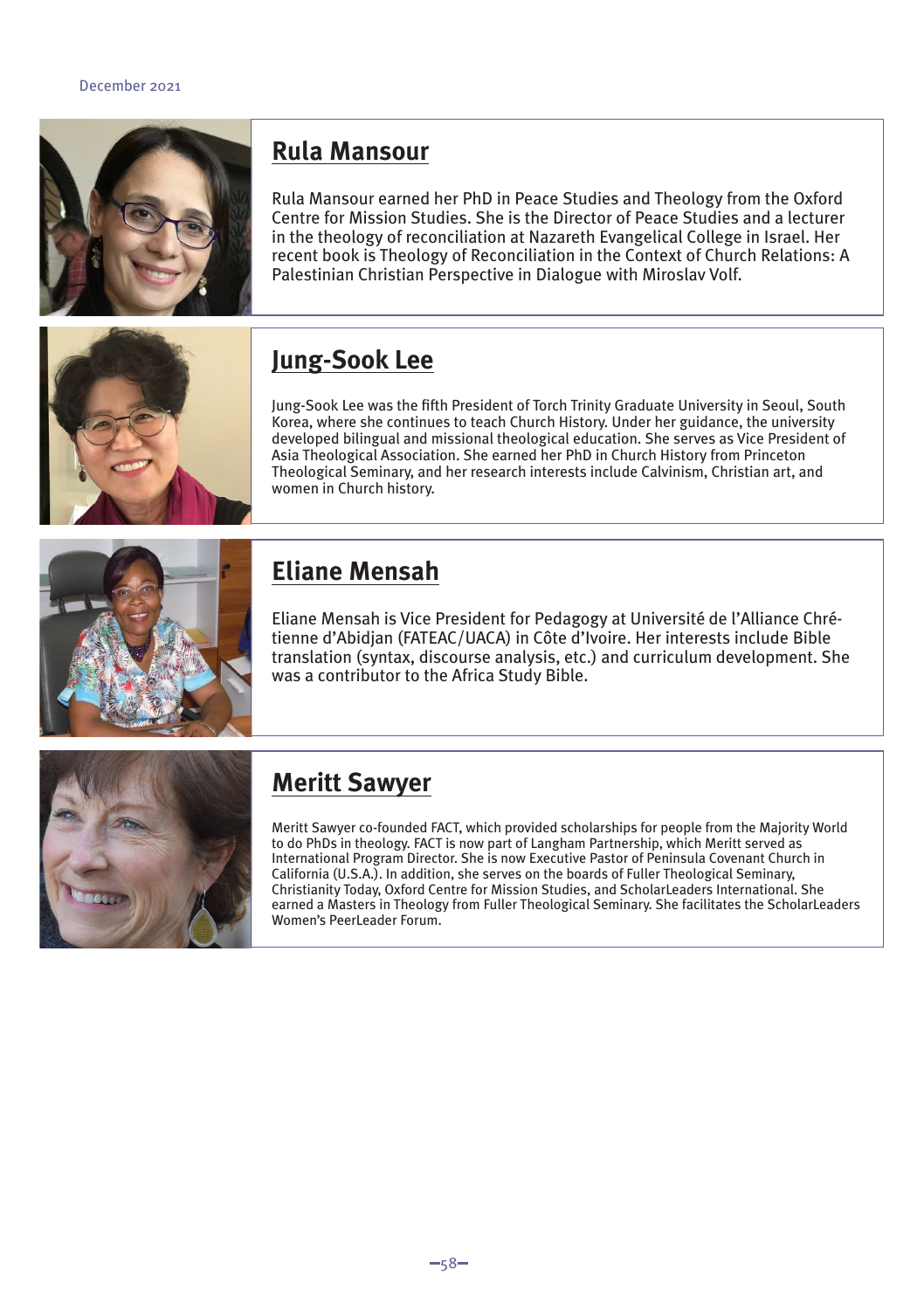## Rula Mansour

Rula Mansour earned her PhD in Peace Studies and Theology from the Oxford Centre for Mission Studies. She is the Director of Peace Studies and a lecturer in the theology of reconciliation at Nazareth Evangelical College in Israel. Her recent book is Theology of Reconciliation in the Context of Church Relations: A Palestinian Christian Perspective in Dialogue with Miroslav Volf.

## Jung-Sook Lee

Jung-Sook Lee was the fifth President of Torch Trinity Graduate University in Seoul, South Korea, where she continues to teach Church History. Under her guidance, the university developed bilingual and missional theological education. She serves as Vice President of Asia Theological Association. She earned her PhD in Church History from Princeton Theological Seminary, and her research interests include Calvinism, Christian art, and women in Church history.

## Eliane Mensah

Eliane Mensah is Vice President for Pedagogy at Université de l'Alliance Chrétienne d'Abidjan (FATEAC/UACA) in Côte d'Ivoire. Her interests include Bible translation (syntax, discourse analysis, etc.) and curriculum development. She was a contributor to the Africa Study Bible.

## Meritt Sawyer

Meritt Sawyer co-founded FACT, which provided scholarships for people from the Majority World to do PhDs in theology. FACT is now part of Langham Partnership, which Meritt served as International Program Director. She is now Executive Pastor of Peninsula Covenant Church in California (U.S.A.). In addition, she serves on the boards of Fuller Theological Seminary, Christianity Today, Oxford Centre for Mission Studies, and ScholarLeaders International. She earned a Masters in Theology from Fuller Theological Seminary. She facilitates the ScholarLeaders Women's PeerLeader Forum.